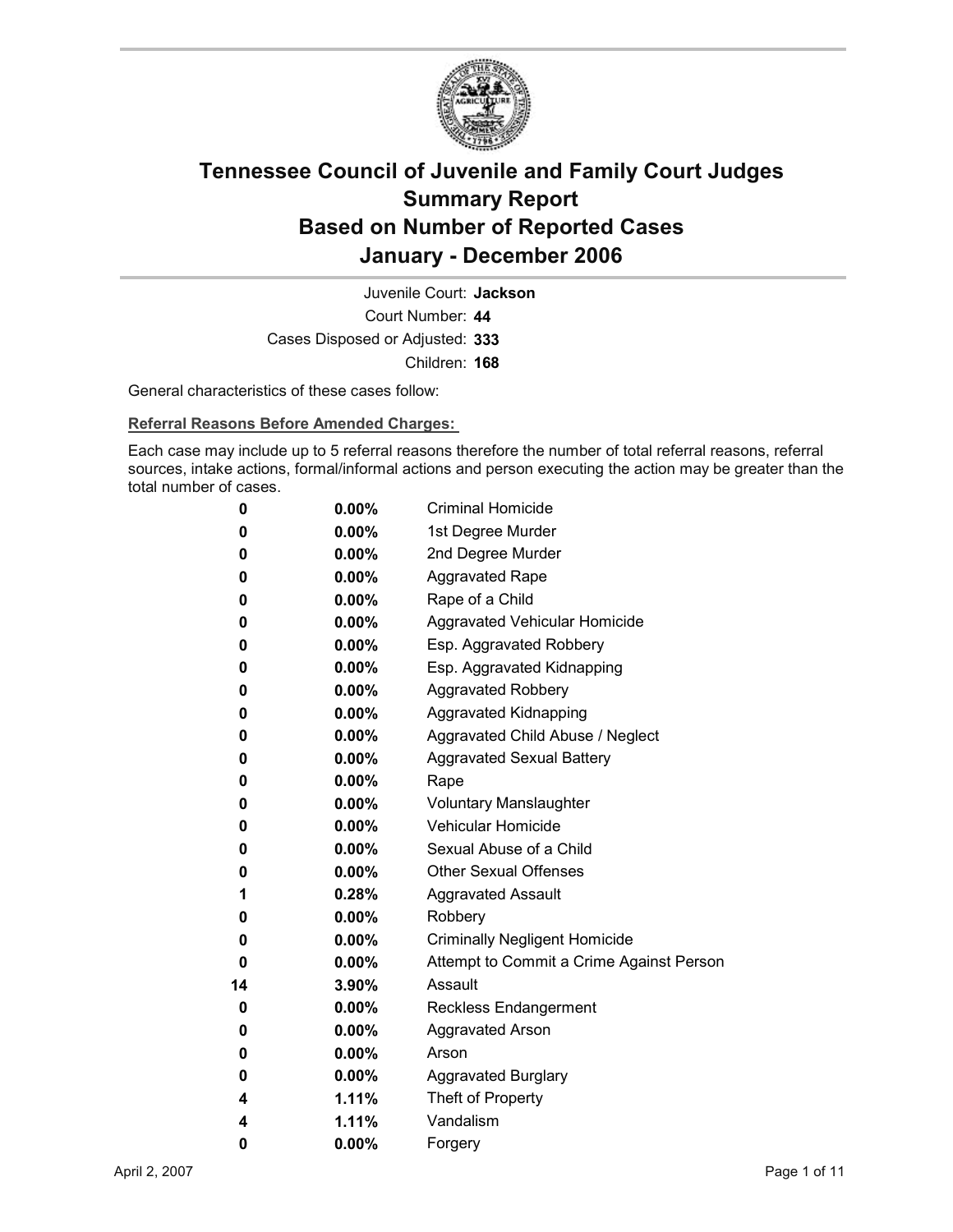# Tennessee Council of Juvenile and Family Court Judges
# Summary Report
# Based on Number of Reported Cases
# January - December 2006

Juvenile Court: **Jackson**

Court Number: **44**

Cases Disposed or Adjusted: **333**

Children: **168**

General characteristics of these cases follow:

**Referral Reasons Before Amended Charges:**

Each case may include up to 5 referral reasons therefore the number of total referral reasons, referral sources, intake actions, formal/informal actions and person executing the action may be greater than the total number of cases.

| Count | Percent | Referral Reason |
|---|---|---|
| 0 | 0.00% | Criminal Homicide |
| 0 | 0.00% | 1st Degree Murder |
| 0 | 0.00% | 2nd Degree Murder |
| 0 | 0.00% | Aggravated Rape |
| 0 | 0.00% | Rape of a Child |
| 0 | 0.00% | Aggravated Vehicular Homicide |
| 0 | 0.00% | Esp. Aggravated Robbery |
| 0 | 0.00% | Esp. Aggravated Kidnapping |
| 0 | 0.00% | Aggravated Robbery |
| 0 | 0.00% | Aggravated Kidnapping |
| 0 | 0.00% | Aggravated Child Abuse / Neglect |
| 0 | 0.00% | Aggravated Sexual Battery |
| 0 | 0.00% | Rape |
| 0 | 0.00% | Voluntary Manslaughter |
| 0 | 0.00% | Vehicular Homicide |
| 0 | 0.00% | Sexual Abuse of a Child |
| 0 | 0.00% | Other Sexual Offenses |
| 1 | 0.28% | Aggravated Assault |
| 0 | 0.00% | Robbery |
| 0 | 0.00% | Criminally Negligent Homicide |
| 0 | 0.00% | Attempt to Commit a Crime Against Person |
| 14 | 3.90% | Assault |
| 0 | 0.00% | Reckless Endangerment |
| 0 | 0.00% | Aggravated Arson |
| 0 | 0.00% | Arson |
| 0 | 0.00% | Aggravated Burglary |
| 4 | 1.11% | Theft of Property |
| 4 | 1.11% | Vandalism |
| 0 | 0.00% | Forgery |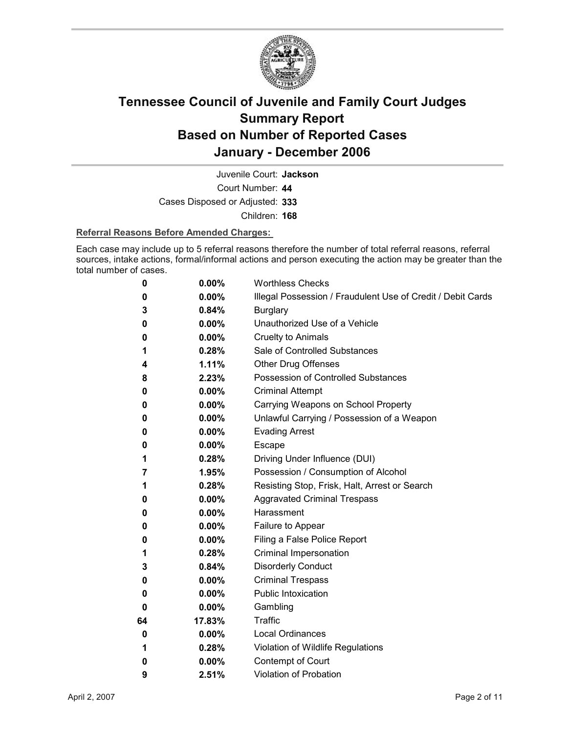# Tennessee Council of Juvenile and Family Court Judges
# Summary Report
# Based on Number of Reported Cases
# January - December 2006

Juvenile Court: **Jackson**

Court Number: **44**

Cases Disposed or Adjusted: **333**

Children: **168**

**Referral Reasons Before Amended Charges:**

Each case may include up to 5 referral reasons therefore the number of total referral reasons, referral sources, intake actions, formal/informal actions and person executing the action may be greater than the total number of cases.

| | | |
|---|---|---|
| 0 | 0.00% | Worthless Checks |
| 0 | 0.00% | Illegal Possession / Fraudulent Use of Credit / Debit Cards |
| 3 | 0.84% | Burglary |
| 0 | 0.00% | Unauthorized Use of a Vehicle |
| 0 | 0.00% | Cruelty to Animals |
| 1 | 0.28% | Sale of Controlled Substances |
| 4 | 1.11% | Other Drug Offenses |
| 8 | 2.23% | Possession of Controlled Substances |
| 0 | 0.00% | Criminal Attempt |
| 0 | 0.00% | Carrying Weapons on School Property |
| 0 | 0.00% | Unlawful Carrying / Possession of a Weapon |
| 0 | 0.00% | Evading Arrest |
| 0 | 0.00% | Escape |
| 1 | 0.28% | Driving Under Influence (DUI) |
| 7 | 1.95% | Possession / Consumption of Alcohol |
| 1 | 0.28% | Resisting Stop, Frisk, Halt, Arrest or Search |
| 0 | 0.00% | Aggravated Criminal Trespass |
| 0 | 0.00% | Harassment |
| 0 | 0.00% | Failure to Appear |
| 0 | 0.00% | Filing a False Police Report |
| 1 | 0.28% | Criminal Impersonation |
| 3 | 0.84% | Disorderly Conduct |
| 0 | 0.00% | Criminal Trespass |
| 0 | 0.00% | Public Intoxication |
| 0 | 0.00% | Gambling |
| 64 | 17.83% | Traffic |
| 0 | 0.00% | Local Ordinances |
| 1 | 0.28% | Violation of Wildlife Regulations |
| 0 | 0.00% | Contempt of Court |
| 9 | 2.51% | Violation of Probation |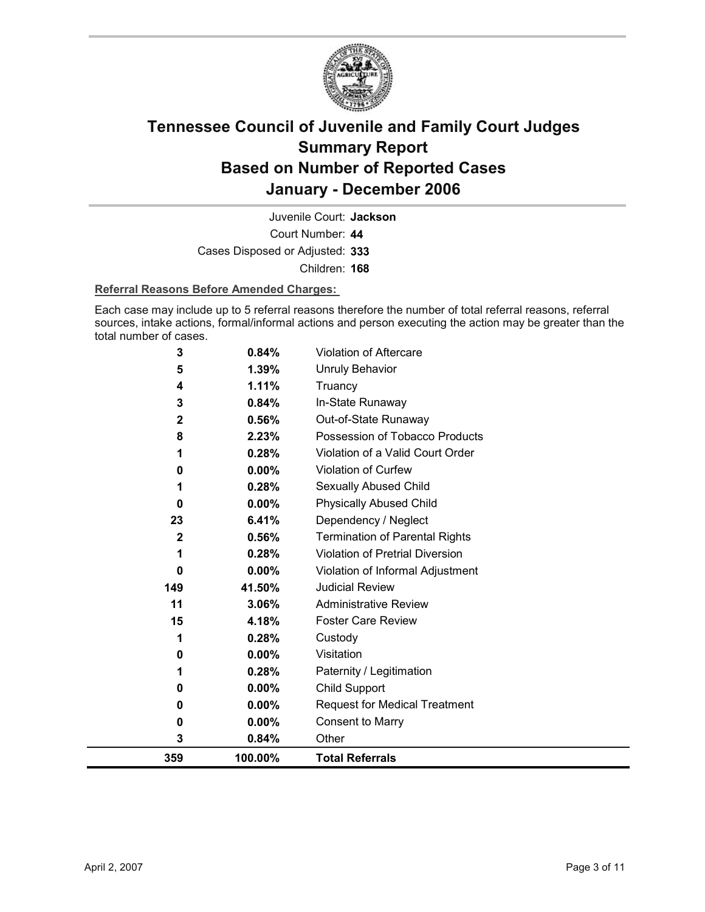# Tennessee Council of Juvenile and Family Court Judges
## Summary Report
## Based on Number of Reported Cases
## January - December 2006

Juvenile Court: **Jackson**

Court Number: **44**

Cases Disposed or Adjusted: **333**

Children: **168**

**Referral Reasons Before Amended Charges:**

Each case may include up to 5 referral reasons therefore the number of total referral reasons, referral sources, intake actions, formal/informal actions and person executing the action may be greater than the total number of cases.

| | | |
|---|---|---|
| 3 | 0.84% | Violation of Aftercare |
| 5 | 1.39% | Unruly Behavior |
| 4 | 1.11% | Truancy |
| 3 | 0.84% | In-State Runaway |
| 2 | 0.56% | Out-of-State Runaway |
| 8 | 2.23% | Possession of Tobacco Products |
| 1 | 0.28% | Violation of a Valid Court Order |
| 0 | 0.00% | Violation of Curfew |
| 1 | 0.28% | Sexually Abused Child |
| 0 | 0.00% | Physically Abused Child |
| 23 | 6.41% | Dependency / Neglect |
| 2 | 0.56% | Termination of Parental Rights |
| 1 | 0.28% | Violation of Pretrial Diversion |
| 0 | 0.00% | Violation of Informal Adjustment |
| 149 | 41.50% | Judicial Review |
| 11 | 3.06% | Administrative Review |
| 15 | 4.18% | Foster Care Review |
| 1 | 0.28% | Custody |
| 0 | 0.00% | Visitation |
| 1 | 0.28% | Paternity / Legitimation |
| 0 | 0.00% | Child Support |
| 0 | 0.00% | Request for Medical Treatment |
| 0 | 0.00% | Consent to Marry |
| 3 | 0.84% | Other |
| **359** | **100.00%** | **Total Referrals** |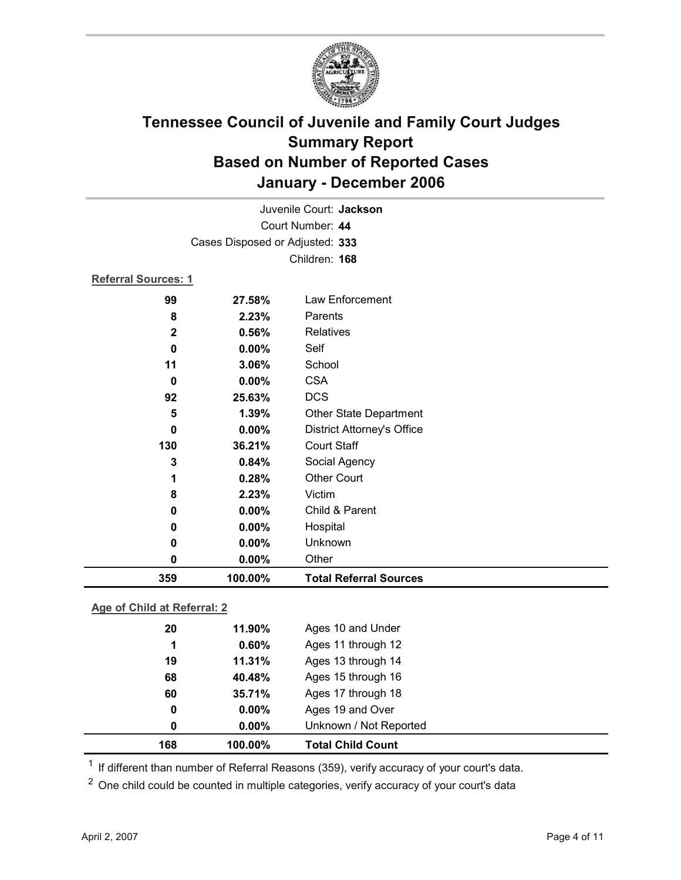# Tennessee Council of Juvenile and Family Court Judges
# Summary Report
# Based on Number of Reported Cases
# January - December 2006

Juvenile Court: **Jackson**

Court Number: **44**

Cases Disposed or Adjusted: **333**

Children: **168**

**Referral Sources: 1**

| Count | Percent | Source |
|---|---|---|
| 99 | 27.58% | Law Enforcement |
| 8 | 2.23% | Parents |
| 2 | 0.56% | Relatives |
| 0 | 0.00% | Self |
| 11 | 3.06% | School |
| 0 | 0.00% | CSA |
| 92 | 25.63% | DCS |
| 5 | 1.39% | Other State Department |
| 0 | 0.00% | District Attorney's Office |
| 130 | 36.21% | Court Staff |
| 3 | 0.84% | Social Agency |
| 1 | 0.28% | Other Court |
| 8 | 2.23% | Victim |
| 0 | 0.00% | Child & Parent |
| 0 | 0.00% | Hospital |
| 0 | 0.00% | Unknown |
| 0 | 0.00% | Other |
| **359** | **100.00%** | **Total Referral Sources** |

**Age of Child at Referral: 2**

| Count | Percent | Age |
|---|---|---|
| 20 | 11.90% | Ages 10 and Under |
| 1 | 0.60% | Ages 11 through 12 |
| 19 | 11.31% | Ages 13 through 14 |
| 68 | 40.48% | Ages 15 through 16 |
| 60 | 35.71% | Ages 17 through 18 |
| 0 | 0.00% | Ages 19 and Over |
| 0 | 0.00% | Unknown / Not Reported |
| **168** | **100.00%** | **Total Child Count** |

[1] If different than number of Referral Reasons (359), verify accuracy of your court's data.

[2] One child could be counted in multiple categories, verify accuracy of your court's data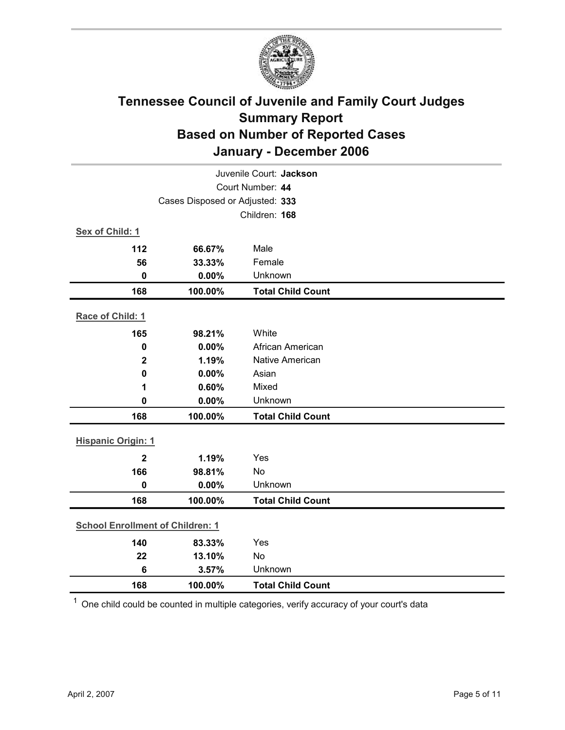# Tennessee Council of Juvenile and Family Court Judges
## Summary Report
## Based on Number of Reported Cases
## January - December 2006

Juvenile Court: **Jackson**
Court Number: **44**
Cases Disposed or Adjusted: **333**
Children: **168**

**Sex of Child: 1**

| Count | Percent | Category |
|---|---|---|
| 112 | 66.67% | Male |
| 56 | 33.33% | Female |
| 0 | 0.00% | Unknown |
| **168** | **100.00%** | **Total Child Count** |

**Race of Child: 1**

| Count | Percent | Category |
|---|---|---|
| 165 | 98.21% | White |
| 0 | 0.00% | African American |
| 2 | 1.19% | Native American |
| 0 | 0.00% | Asian |
| 1 | 0.60% | Mixed |
| 0 | 0.00% | Unknown |
| **168** | **100.00%** | **Total Child Count** |

**Hispanic Origin: 1**

| Count | Percent | Category |
|---|---|---|
| 2 | 1.19% | Yes |
| 166 | 98.81% | No |
| 0 | 0.00% | Unknown |
| **168** | **100.00%** | **Total Child Count** |

**School Enrollment of Children: 1**

| Count | Percent | Category |
|---|---|---|
| 140 | 83.33% | Yes |
| 22 | 13.10% | No |
| 6 | 3.57% | Unknown |
| **168** | **100.00%** | **Total Child Count** |

[1] One child could be counted in multiple categories, verify accuracy of your court's data

April 2, 2007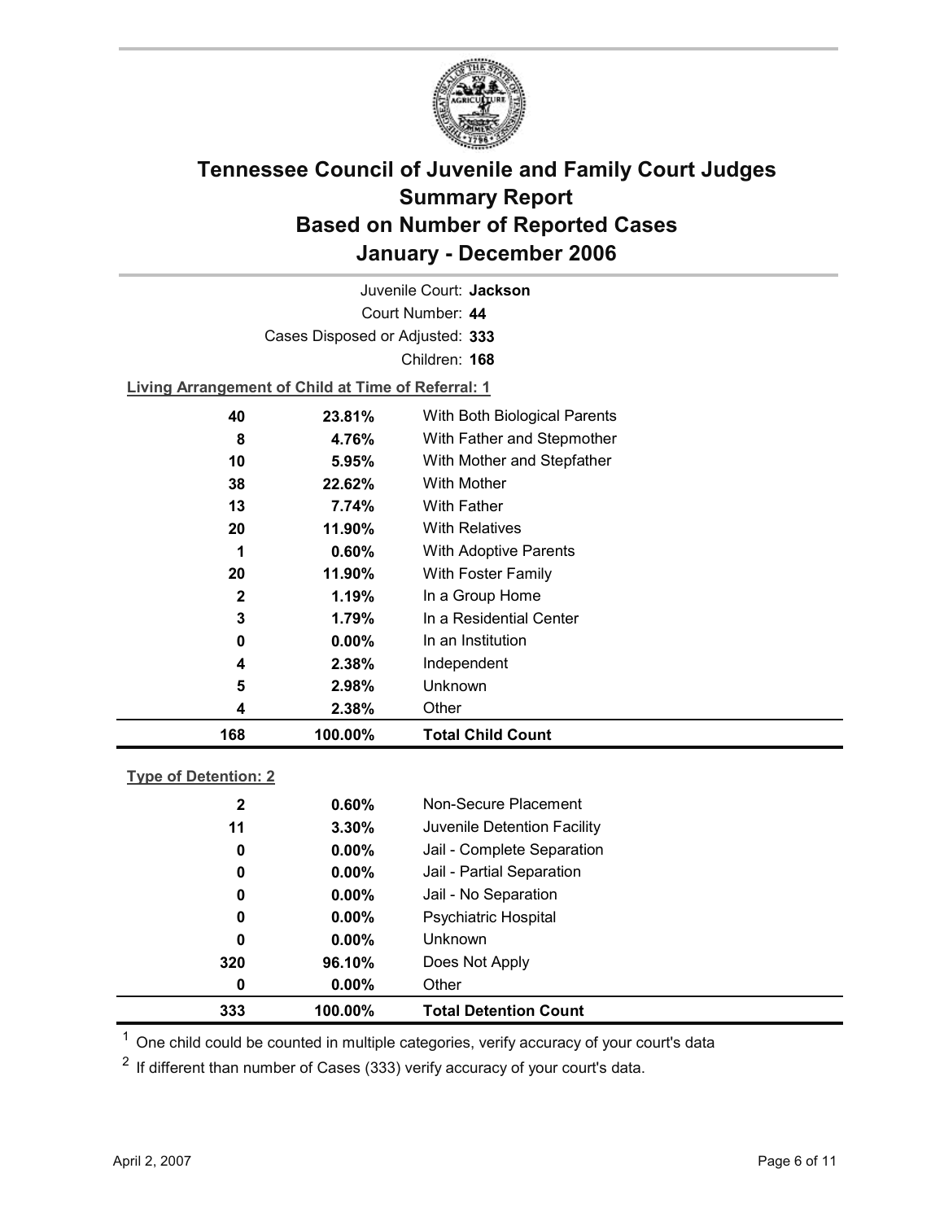# Tennessee Council of Juvenile and Family Court Judges
# Summary Report
# Based on Number of Reported Cases
# January - December 2006

Juvenile Court: **Jackson**

Court Number: **44**

Cases Disposed or Adjusted: **333**

Children: **168**

**Living Arrangement of Child at Time of Referral: 1**

| Count | Percent | Category |
|---|---|---|
| 40 | 23.81% | With Both Biological Parents |
| 8 | 4.76% | With Father and Stepmother |
| 10 | 5.95% | With Mother and Stepfather |
| 38 | 22.62% | With Mother |
| 13 | 7.74% | With Father |
| 20 | 11.90% | With Relatives |
| 1 | 0.60% | With Adoptive Parents |
| 20 | 11.90% | With Foster Family |
| 2 | 1.19% | In a Group Home |
| 3 | 1.79% | In a Residential Center |
| 0 | 0.00% | In an Institution |
| 4 | 2.38% | Independent |
| 5 | 2.98% | Unknown |
| 4 | 2.38% | Other |
| **168** | **100.00%** | **Total Child Count** |

**Type of Detention: 2**

| Count | Percent | Category |
|---|---|---|
| 2 | 0.60% | Non-Secure Placement |
| 11 | 3.30% | Juvenile Detention Facility |
| 0 | 0.00% | Jail - Complete Separation |
| 0 | 0.00% | Jail - Partial Separation |
| 0 | 0.00% | Jail - No Separation |
| 0 | 0.00% | Psychiatric Hospital |
| 0 | 0.00% | Unknown |
| 320 | 96.10% | Does Not Apply |
| 0 | 0.00% | Other |
| **333** | **100.00%** | **Total Detention Count** |

[1] One child could be counted in multiple categories, verify accuracy of your court's data

[2] If different than number of Cases (333) verify accuracy of your court's data.

April 2, 2007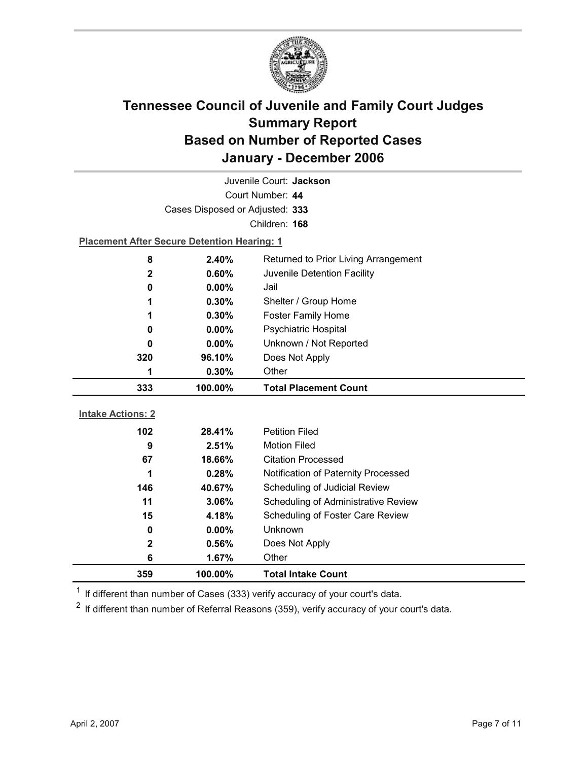# Tennessee Council of Juvenile and Family Court Judges
## Summary Report
## Based on Number of Reported Cases
## January - December 2006

Juvenile Court: **Jackson**

Court Number: **44**

Cases Disposed or Adjusted: **333**

Children: **168**

**Placement After Secure Detention Hearing: 1**

| Count | Percent | Placement |
|---|---|---|
| 8 | 2.40% | Returned to Prior Living Arrangement |
| 2 | 0.60% | Juvenile Detention Facility |
| 0 | 0.00% | Jail |
| 1 | 0.30% | Shelter / Group Home |
| 1 | 0.30% | Foster Family Home |
| 0 | 0.00% | Psychiatric Hospital |
| 0 | 0.00% | Unknown / Not Reported |
| 320 | 96.10% | Does Not Apply |
| 1 | 0.30% | Other |
| **333** | **100.00%** | **Total Placement Count** |

**Intake Actions: 2**

| Count | Percent | Intake Action |
|---|---|---|
| 102 | 28.41% | Petition Filed |
| 9 | 2.51% | Motion Filed |
| 67 | 18.66% | Citation Processed |
| 1 | 0.28% | Notification of Paternity Processed |
| 146 | 40.67% | Scheduling of Judicial Review |
| 11 | 3.06% | Scheduling of Administrative Review |
| 15 | 4.18% | Scheduling of Foster Care Review |
| 0 | 0.00% | Unknown |
| 2 | 0.56% | Does Not Apply |
| 6 | 1.67% | Other |
| **359** | **100.00%** | **Total Intake Count** |

[1] If different than number of Cases (333) verify accuracy of your court's data.

[2] If different than number of Referral Reasons (359), verify accuracy of your court's data.

April 2, 2007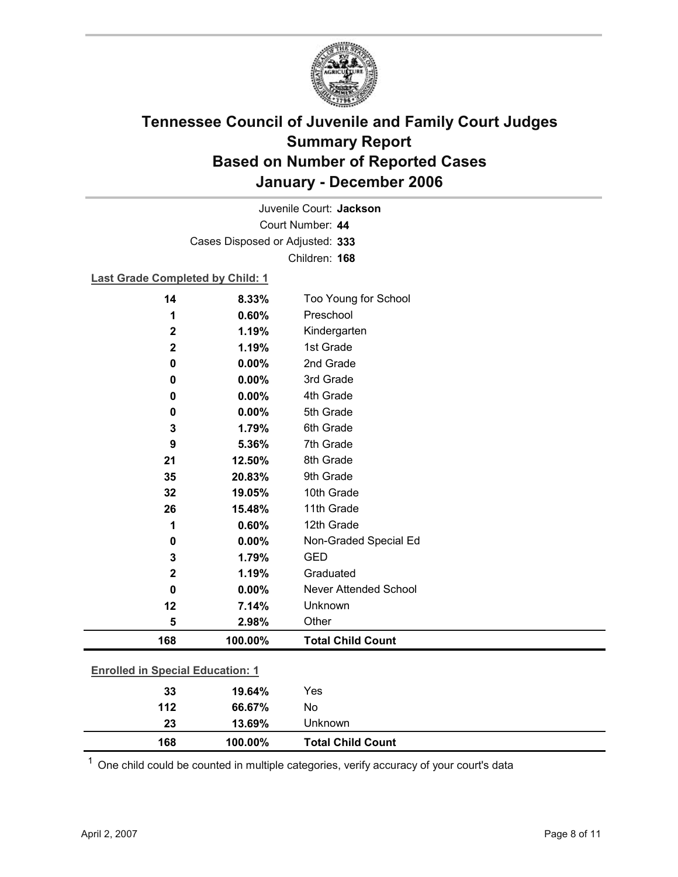# Tennessee Council of Juvenile and Family Court Judges
## Summary Report
## Based on Number of Reported Cases
## January - December 2006

Juvenile Court: **Jackson**

Court Number: **44**

Cases Disposed or Adjusted: **333**

Children: **168**

**Last Grade Completed by Child: 1**

| | | |
|---|---|---|
| **14** | **8.33%** | Too Young for School |
| **1** | **0.60%** | Preschool |
| **2** | **1.19%** | Kindergarten |
| **2** | **1.19%** | 1st Grade |
| **0** | **0.00%** | 2nd Grade |
| **0** | **0.00%** | 3rd Grade |
| **0** | **0.00%** | 4th Grade |
| **0** | **0.00%** | 5th Grade |
| **3** | **1.79%** | 6th Grade |
| **9** | **5.36%** | 7th Grade |
| **21** | **12.50%** | 8th Grade |
| **35** | **20.83%** | 9th Grade |
| **32** | **19.05%** | 10th Grade |
| **26** | **15.48%** | 11th Grade |
| **1** | **0.60%** | 12th Grade |
| **0** | **0.00%** | Non-Graded Special Ed |
| **3** | **1.79%** | GED |
| **2** | **1.19%** | Graduated |
| **0** | **0.00%** | Never Attended School |
| **12** | **7.14%** | Unknown |
| **5** | **2.98%** | Other |
| **168** | **100.00%** | **Total Child Count** |

**Enrolled in Special Education: 1**

| | | |
|---|---|---|
| **33** | **19.64%** | Yes |
| **112** | **66.67%** | No |
| **23** | **13.69%** | Unknown |
| **168** | **100.00%** | **Total Child Count** |

[1] One child could be counted in multiple categories, verify accuracy of your court's data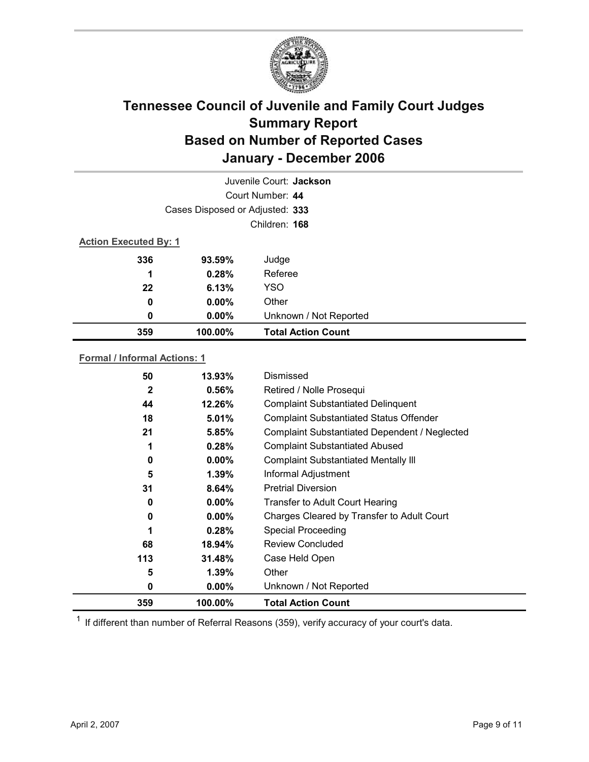# Tennessee Council of Juvenile and Family Court Judges
## Summary Report
## Based on Number of Reported Cases
## January - December 2006

Juvenile Court: **Jackson**

Court Number: **44**

Cases Disposed or Adjusted: **333**

Children: **168**

**Action Executed By: 1**

| | | |
|---|---|---|
| 336 | 93.59% | Judge |
| 1 | 0.28% | Referee |
| 22 | 6.13% | YSO |
| 0 | 0.00% | Other |
| 0 | 0.00% | Unknown / Not Reported |
| **359** | **100.00%** | **Total Action Count** |

**Formal / Informal Actions: 1**

| | | |
|---|---|---|
| 50 | 13.93% | Dismissed |
| 2 | 0.56% | Retired / Nolle Prosequi |
| 44 | 12.26% | Complaint Substantiated Delinquent |
| 18 | 5.01% | Complaint Substantiated Status Offender |
| 21 | 5.85% | Complaint Substantiated Dependent / Neglected |
| 1 | 0.28% | Complaint Substantiated Abused |
| 0 | 0.00% | Complaint Substantiated Mentally Ill |
| 5 | 1.39% | Informal Adjustment |
| 31 | 8.64% | Pretrial Diversion |
| 0 | 0.00% | Transfer to Adult Court Hearing |
| 0 | 0.00% | Charges Cleared by Transfer to Adult Court |
| 1 | 0.28% | Special Proceeding |
| 68 | 18.94% | Review Concluded |
| 113 | 31.48% | Case Held Open |
| 5 | 1.39% | Other |
| 0 | 0.00% | Unknown / Not Reported |
| **359** | **100.00%** | **Total Action Count** |

[1] If different than number of Referral Reasons (359), verify accuracy of your court's data.

April 2, 2007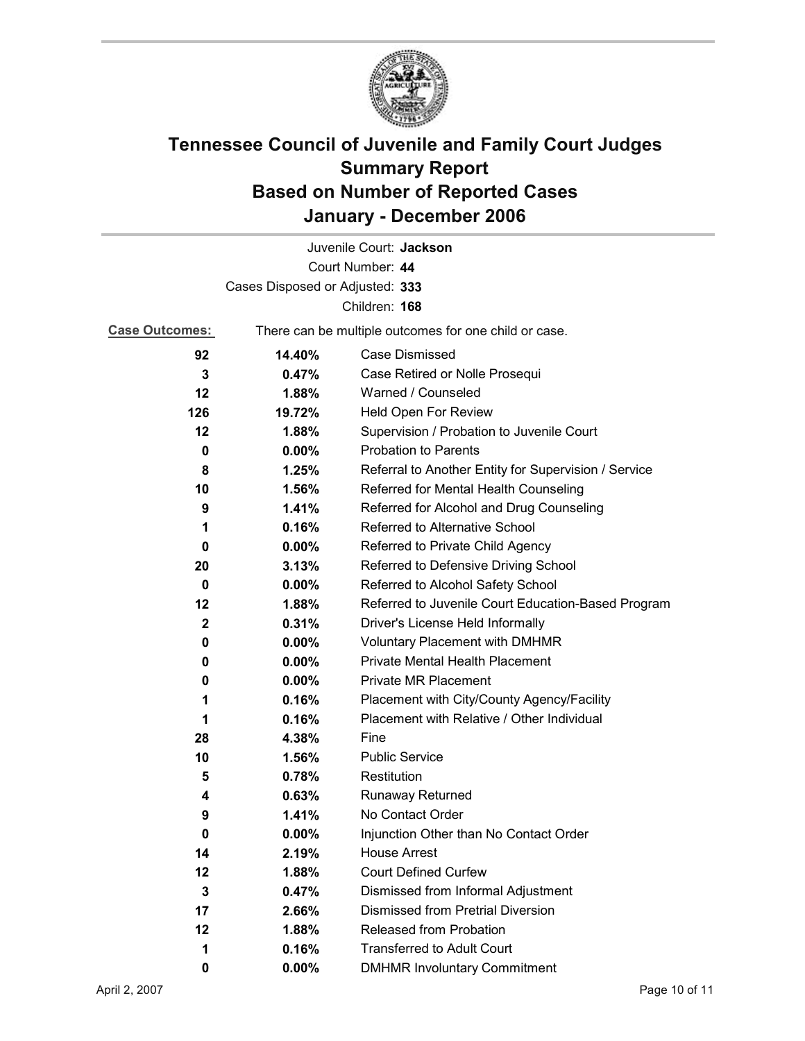# Tennessee Council of Juvenile and Family Court Judges
## Summary Report
## Based on Number of Reported Cases
## January - December 2006

Juvenile Court: **Jackson**

Court Number: **44**

Cases Disposed or Adjusted: **333**

Children: **168**

**Case Outcomes:** There can be multiple outcomes for one child or case.

| Count | Percent | Outcome |
|---|---|---|
| 92 | 14.40% | Case Dismissed |
| 3 | 0.47% | Case Retired or Nolle Prosequi |
| 12 | 1.88% | Warned / Counseled |
| 126 | 19.72% | Held Open For Review |
| 12 | 1.88% | Supervision / Probation to Juvenile Court |
| 0 | 0.00% | Probation to Parents |
| 8 | 1.25% | Referral to Another Entity for Supervision / Service |
| 10 | 1.56% | Referred for Mental Health Counseling |
| 9 | 1.41% | Referred for Alcohol and Drug Counseling |
| 1 | 0.16% | Referred to Alternative School |
| 0 | 0.00% | Referred to Private Child Agency |
| 20 | 3.13% | Referred to Defensive Driving School |
| 0 | 0.00% | Referred to Alcohol Safety School |
| 12 | 1.88% | Referred to Juvenile Court Education-Based Program |
| 2 | 0.31% | Driver's License Held Informally |
| 0 | 0.00% | Voluntary Placement with DMHMR |
| 0 | 0.00% | Private Mental Health Placement |
| 0 | 0.00% | Private MR Placement |
| 1 | 0.16% | Placement with City/County Agency/Facility |
| 1 | 0.16% | Placement with Relative / Other Individual |
| 28 | 4.38% | Fine |
| 10 | 1.56% | Public Service |
| 5 | 0.78% | Restitution |
| 4 | 0.63% | Runaway Returned |
| 9 | 1.41% | No Contact Order |
| 0 | 0.00% | Injunction Other than No Contact Order |
| 14 | 2.19% | House Arrest |
| 12 | 1.88% | Court Defined Curfew |
| 3 | 0.47% | Dismissed from Informal Adjustment |
| 17 | 2.66% | Dismissed from Pretrial Diversion |
| 12 | 1.88% | Released from Probation |
| 1 | 0.16% | Transferred to Adult Court |
| 0 | 0.00% | DMHMR Involuntary Commitment |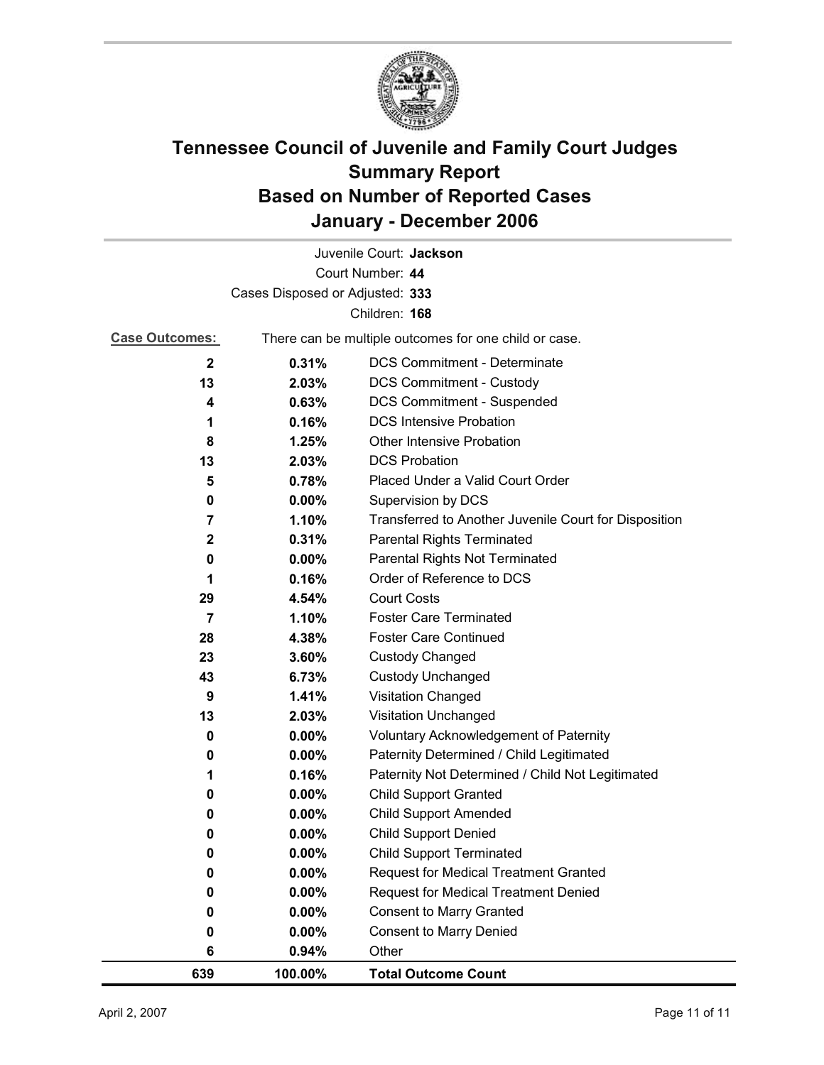# Tennessee Council of Juvenile and Family Court Judges
# Summary Report
# Based on Number of Reported Cases
# January - December 2006

Juvenile Court: **Jackson**

Court Number: **44**

Cases Disposed or Adjusted: **333**

Children: **168**

**Case Outcomes:** There can be multiple outcomes for one child or case.

| | | |
|---|---|---|
| 2 | 0.31% | DCS Commitment - Determinate |
| 13 | 2.03% | DCS Commitment - Custody |
| 4 | 0.63% | DCS Commitment - Suspended |
| 1 | 0.16% | DCS Intensive Probation |
| 8 | 1.25% | Other Intensive Probation |
| 13 | 2.03% | DCS Probation |
| 5 | 0.78% | Placed Under a Valid Court Order |
| 0 | 0.00% | Supervision by DCS |
| 7 | 1.10% | Transferred to Another Juvenile Court for Disposition |
| 2 | 0.31% | Parental Rights Terminated |
| 0 | 0.00% | Parental Rights Not Terminated |
| 1 | 0.16% | Order of Reference to DCS |
| 29 | 4.54% | Court Costs |
| 7 | 1.10% | Foster Care Terminated |
| 28 | 4.38% | Foster Care Continued |
| 23 | 3.60% | Custody Changed |
| 43 | 6.73% | Custody Unchanged |
| 9 | 1.41% | Visitation Changed |
| 13 | 2.03% | Visitation Unchanged |
| 0 | 0.00% | Voluntary Acknowledgement of Paternity |
| 0 | 0.00% | Paternity Determined / Child Legitimated |
| 1 | 0.16% | Paternity Not Determined / Child Not Legitimated |
| 0 | 0.00% | Child Support Granted |
| 0 | 0.00% | Child Support Amended |
| 0 | 0.00% | Child Support Denied |
| 0 | 0.00% | Child Support Terminated |
| 0 | 0.00% | Request for Medical Treatment Granted |
| 0 | 0.00% | Request for Medical Treatment Denied |
| 0 | 0.00% | Consent to Marry Granted |
| 0 | 0.00% | Consent to Marry Denied |
| 6 | 0.94% | Other |
| **639** | **100.00%** | **Total Outcome Count** |

April 2, 2007